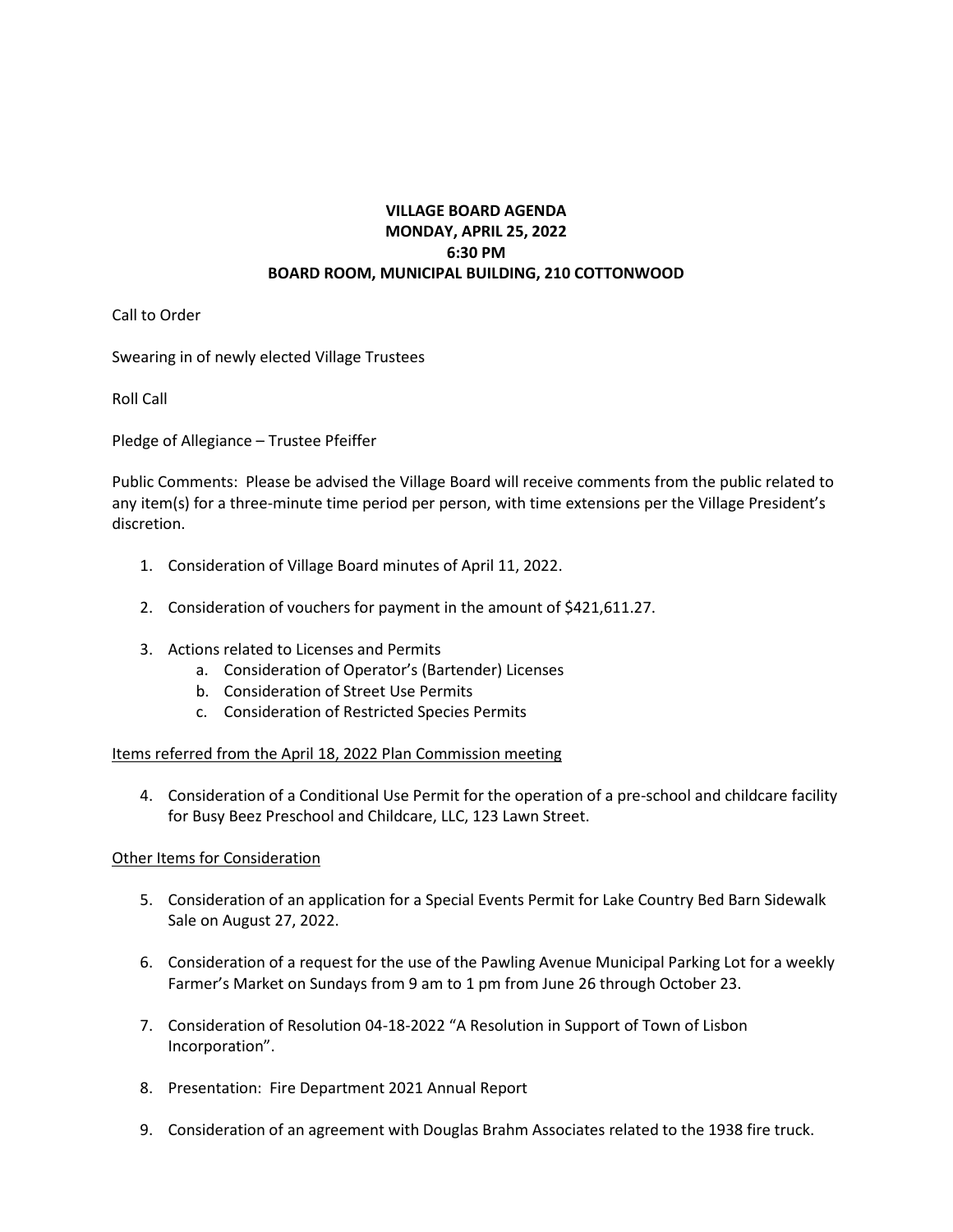# VILLAGE BOARD AGENDA
## MONDAY, APRIL 25, 2022
## 6:30 PM
## BOARD ROOM, MUNICIPAL BUILDING, 210 COTTONWOOD

Call to Order

Swearing in of newly elected Village Trustees

Roll Call

Pledge of Allegiance – Trustee Pfeiffer

Public Comments: Please be advised the Village Board will receive comments from the public related to any item(s) for a three-minute time period per person, with time extensions per the Village President's discretion.

1. Consideration of Village Board minutes of April 11, 2022.

2. Consideration of vouchers for payment in the amount of $421,611.27.

3. Actions related to Licenses and Permits
   a. Consideration of Operator's (Bartender) Licenses
   b. Consideration of Street Use Permits
   c. Consideration of Restricted Species Permits

<u>Items referred from the April 18, 2022 Plan Commission meeting</u>

4. Consideration of a Conditional Use Permit for the operation of a pre-school and childcare facility for Busy Beez Preschool and Childcare, LLC, 123 Lawn Street.

<u>Other Items for Consideration</u>

5. Consideration of an application for a Special Events Permit for Lake Country Bed Barn Sidewalk Sale on August 27, 2022.

6. Consideration of a request for the use of the Pawling Avenue Municipal Parking Lot for a weekly Farmer's Market on Sundays from 9 am to 1 pm from June 26 through October 23.

7. Consideration of Resolution 04-18-2022 "A Resolution in Support of Town of Lisbon Incorporation".

8. Presentation: Fire Department 2021 Annual Report

9. Consideration of an agreement with Douglas Brahm Associates related to the 1938 fire truck.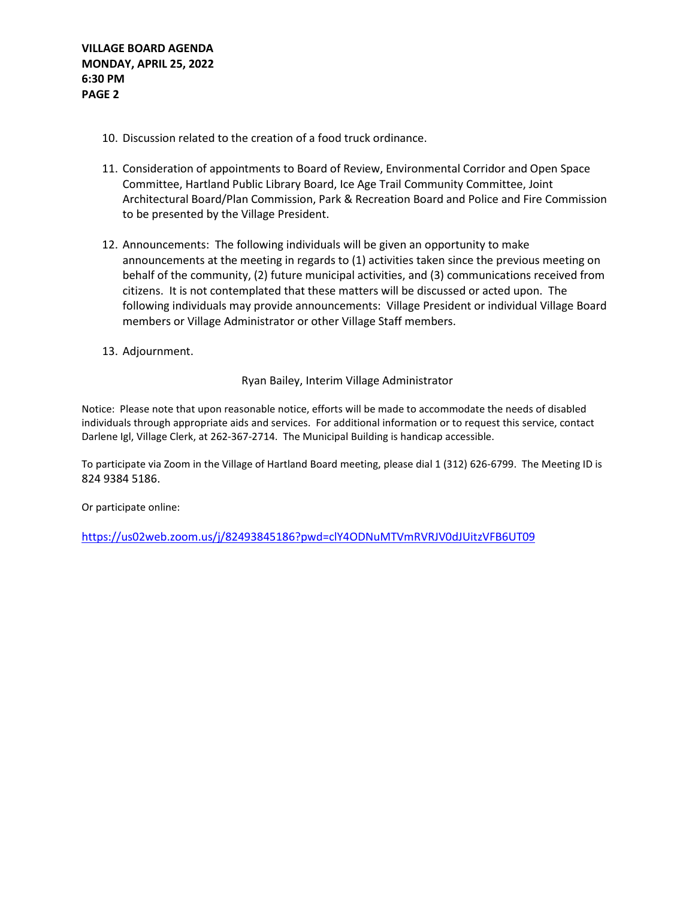10. Discussion related to the creation of a food truck ordinance.

11. Consideration of appointments to Board of Review, Environmental Corridor and Open Space Committee, Hartland Public Library Board, Ice Age Trail Community Committee, Joint Architectural Board/Plan Commission, Park & Recreation Board and Police and Fire Commission to be presented by the Village President.

12. Announcements: The following individuals will be given an opportunity to make announcements at the meeting in regards to (1) activities taken since the previous meeting on behalf of the community, (2) future municipal activities, and (3) communications received from citizens. It is not contemplated that these matters will be discussed or acted upon. The following individuals may provide announcements: Village President or individual Village Board members or Village Administrator or other Village Staff members.

13. Adjournment.

Ryan Bailey, Interim Village Administrator

Notice: Please note that upon reasonable notice, efforts will be made to accommodate the needs of disabled individuals through appropriate aids and services. For additional information or to request this service, contact Darlene Igl, Village Clerk, at 262-367-2714. The Municipal Building is handicap accessible.

To participate via Zoom in the Village of Hartland Board meeting, please dial 1 (312) 626-6799. The Meeting ID is 824 9384 5186.

Or participate online:

https://us02web.zoom.us/j/82493845186?pwd=clY4ODNuMTVmRVRJV0dJUitzVFB6UT09